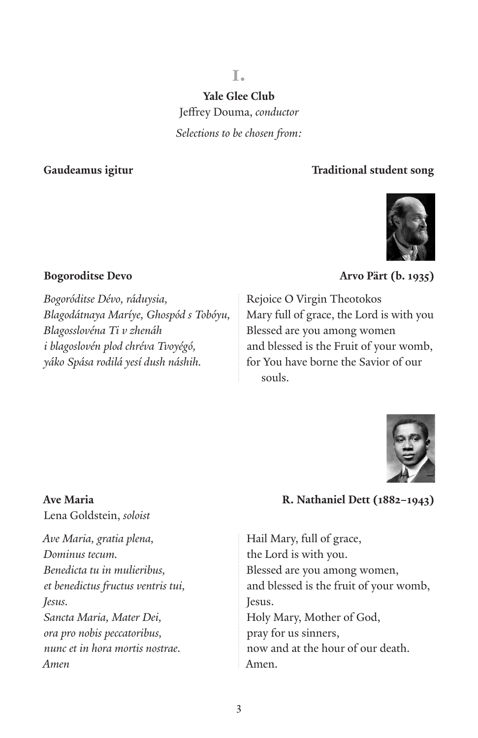# I.

**Yale Glee Club**
Jeffrey Douma, *conductor*
*Selections to be chosen from:*

**Gaudeamus igitur** — **Traditional student song**

**Bogoroditse Devo** — **Arvo Pärt (b. 1935)**

*Bogoróditse Dévo, ráduysia,*
*Blagodátnaya Maríye, Ghospód s Tobóyu,*
*Blagosslovéna Ti v zhenáh*
*i blagoslovén plod chréva Tvoyégó,*
*yáko Spása rodilá yesí dush náshih.*

Rejoice O Virgin Theotokos
Mary full of grace, the Lord is with you
Blessed are you among women
and blessed is the Fruit of your womb,
for You have borne the Savior of our souls.

**Ave Maria** — **R. Nathaniel Dett (1882–1943)**
Lena Goldstein, *soloist*

*Ave Maria, gratia plena,*
*Dominus tecum.*
*Benedicta tu in mulieribus,*
*et benedictus fructus ventris tui,*
*Jesus.*
*Sancta Maria, Mater Dei,*
*ora pro nobis peccatoribus,*
*nunc et in hora mortis nostrae.*
*Amen*

Hail Mary, full of grace,
the Lord is with you.
Blessed are you among women,
and blessed is the fruit of your womb,
Jesus.
Holy Mary, Mother of God,
pray for us sinners,
now and at the hour of our death.
Amen.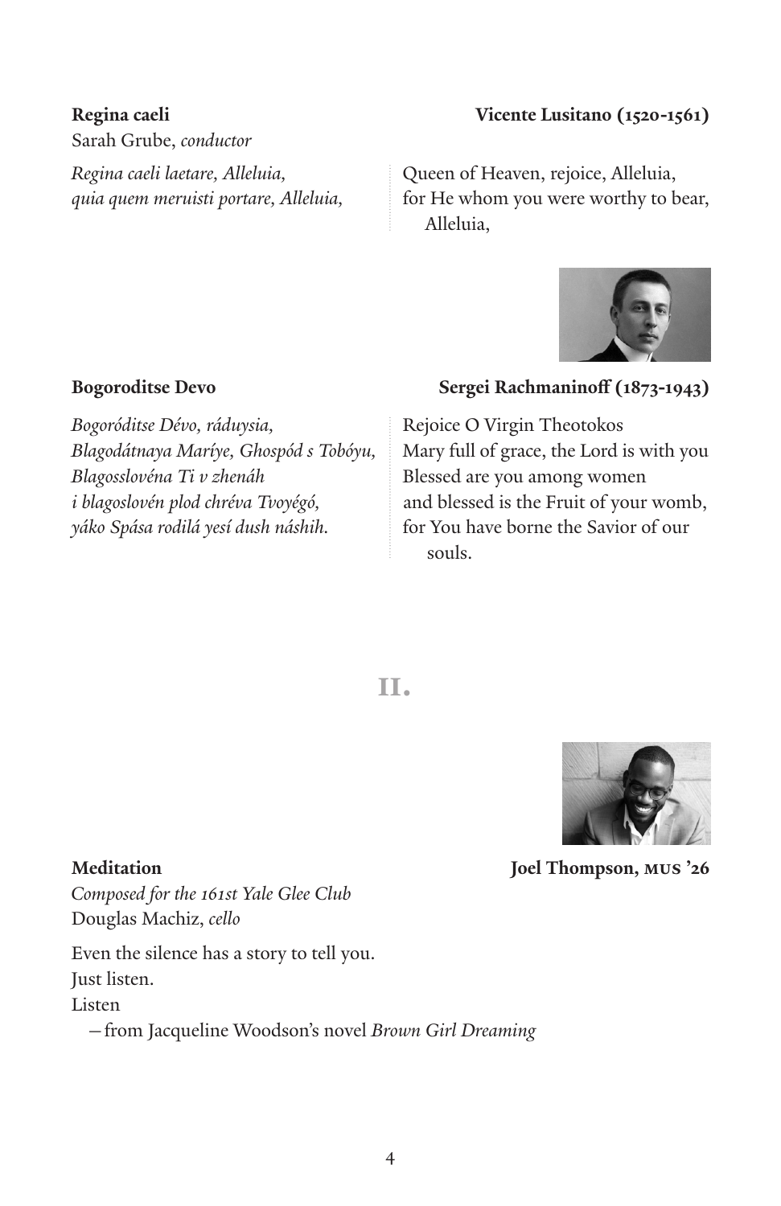**Regina caeli** **Vicente Lusitano (1520-1561)**
Sarah Grube, *conductor*

*Regina caeli laetare, Alleluia,*
*quia quem meruisti portare, Alleluia,*

Queen of Heaven, rejoice, Alleluia,
for He whom you were worthy to bear,
Alleluia,

**Bogoroditse Devo** **Sergei Rachmaninoff (1873-1943)**

*Bogoróditse Dévo, ráduysia,*
*Blagodátnaya Maríye, Ghospód s Tobóyu,*
*Blagosslovéna Ti v zhenáh*
*i blagoslovén plod chréva Tvoyégó,*
*yáko Spása rodilá yesí dush náshih.*

Rejoice O Virgin Theotokos
Mary full of grace, the Lord is with you
Blessed are you among women
and blessed is the Fruit of your womb,
for You have borne the Savior of our
souls.

## II.

**Meditation** **Joel Thompson, MUS '26**
*Composed for the 161st Yale Glee Club*
Douglas Machiz, *cello*

Even the silence has a story to tell you.
Just listen.
Listen
—from Jacqueline Woodson's novel *Brown Girl Dreaming*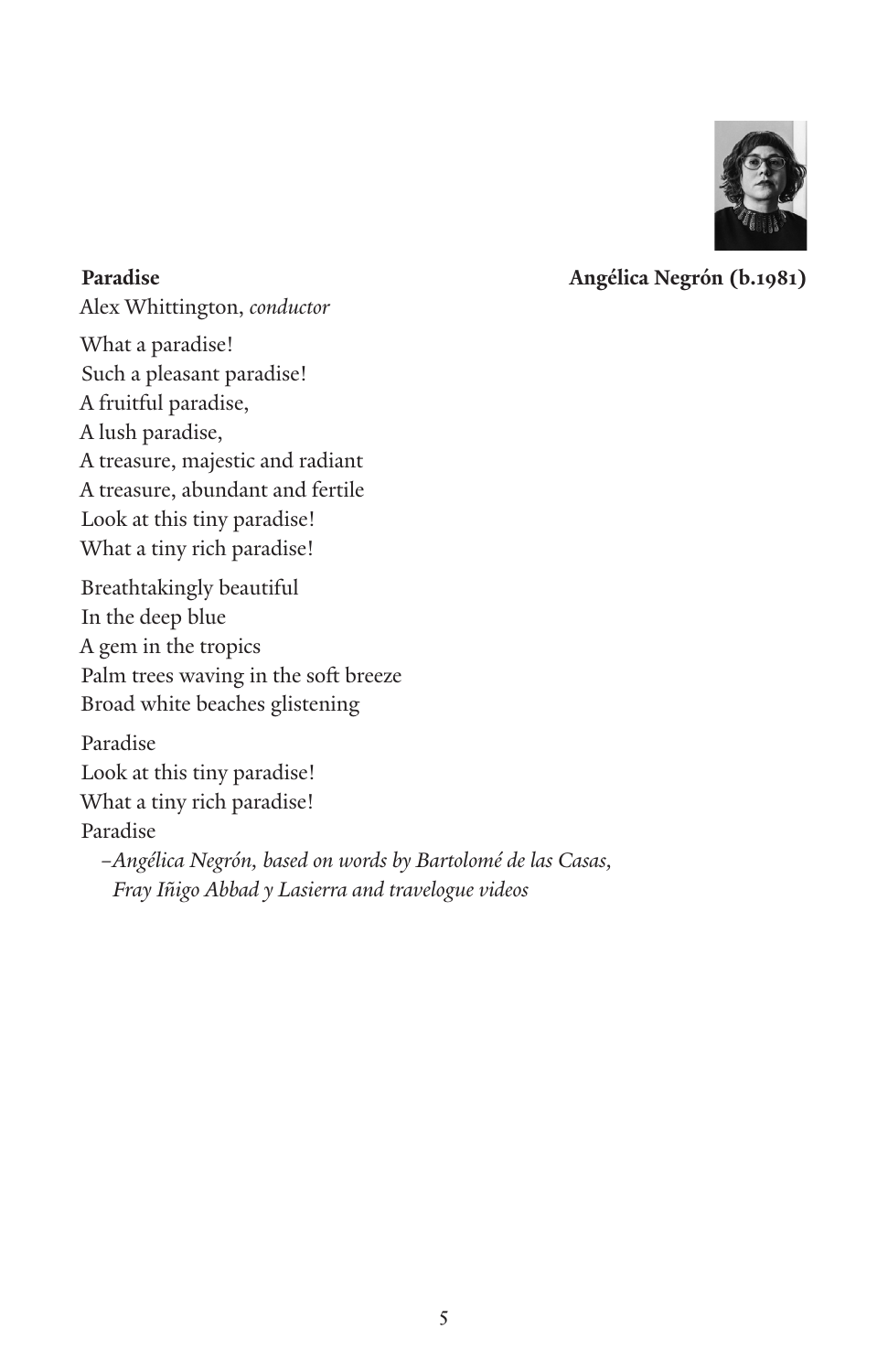**Paradise** **Angélica Negrón (b.1981)**

Alex Whittington, *conductor*

What a paradise!
Such a pleasant paradise!
A fruitful paradise,
A lush paradise,
A treasure, majestic and radiant
A treasure, abundant and fertile
Look at this tiny paradise!
What a tiny rich paradise!

Breathtakingly beautiful
In the deep blue
A gem in the tropics
Palm trees waving in the soft breeze
Broad white beaches glistening

Paradise
Look at this tiny paradise!
What a tiny rich paradise!
Paradise

*–Angélica Negrón, based on words by Bartolomé de las Casas, Fray Iñigo Abbad y Lasierra and travelogue videos*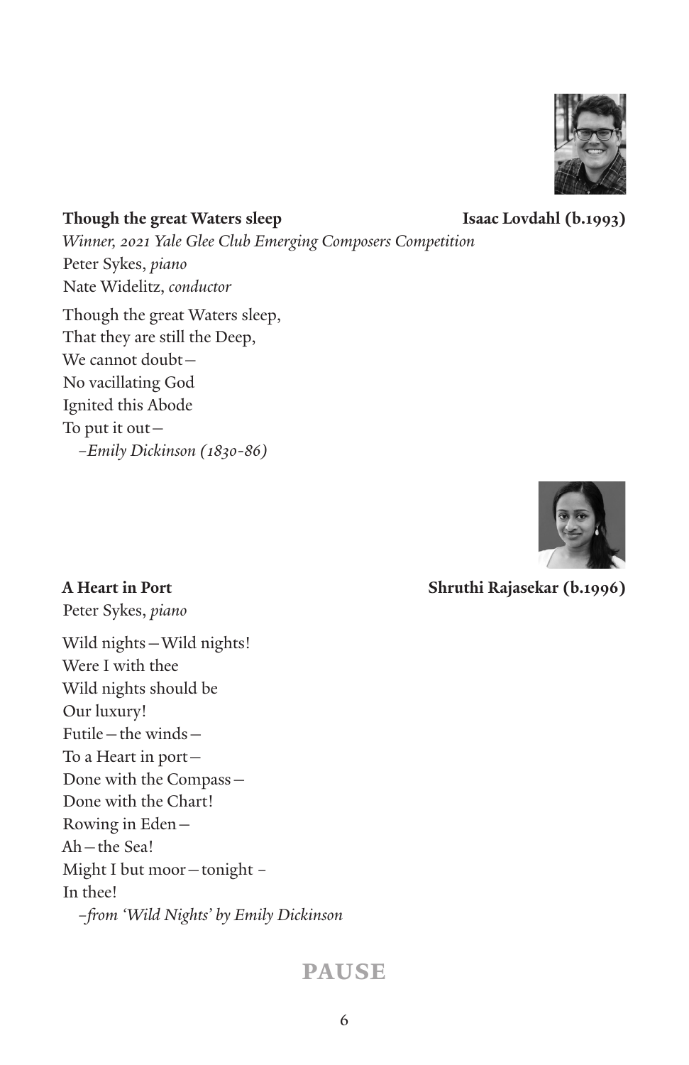**Though the great Waters sleep** **Isaac Lovdahl (b.1993)**

*Winner, 2021 Yale Glee Club Emerging Composers Competition*
Peter Sykes, *piano*
Nate Widelitz, *conductor*

Though the great Waters sleep,
That they are still the Deep,
We cannot doubt—
No vacillating God
Ignited this Abode
To put it out—
 –*Emily Dickinson (1830-86)*

**A Heart in Port** **Shruthi Rajasekar (b.1996)**

Peter Sykes, *piano*

Wild nights—Wild nights!
Were I with thee
Wild nights should be
Our luxury!
Futile—the winds—
To a Heart in port—
Done with the Compass—
Done with the Chart!
Rowing in Eden—
Ah—the Sea!
Might I but moor—tonight –
In thee!
 –*from 'Wild Nights' by Emily Dickinson*

## PAUSE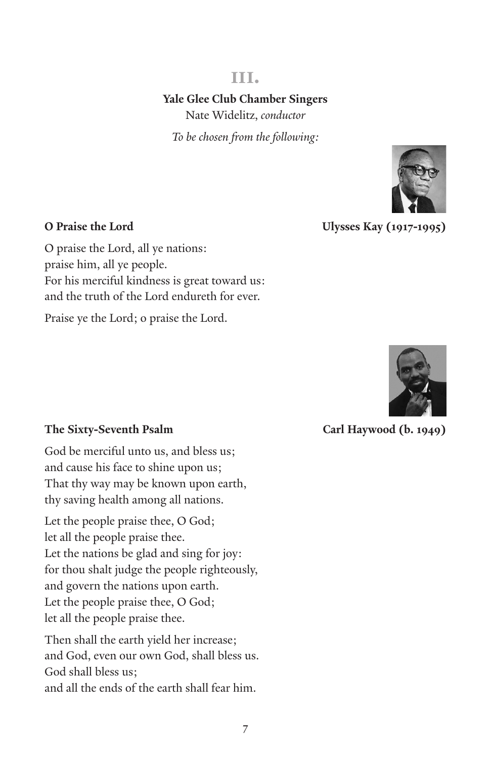## III.

**Yale Glee Club Chamber Singers**

Nate Widelitz, *conductor*

*To be chosen from the following:*

**O Praise the Lord** — **Ulysses Kay (1917-1995)**

O praise the Lord, all ye nations:
praise him, all ye people.
For his merciful kindness is great toward us:
and the truth of the Lord endureth for ever.

Praise ye the Lord; o praise the Lord.

**The Sixty-Seventh Psalm** — **Carl Haywood (b. 1949)**

God be merciful unto us, and bless us;
and cause his face to shine upon us;
That thy way may be known upon earth,
thy saving health among all nations.

Let the people praise thee, O God;
let all the people praise thee.
Let the nations be glad and sing for joy:
for thou shalt judge the people righteously,
and govern the nations upon earth.
Let the people praise thee, O God;
let all the people praise thee.

Then shall the earth yield her increase;
and God, even our own God, shall bless us.
God shall bless us;
and all the ends of the earth shall fear him.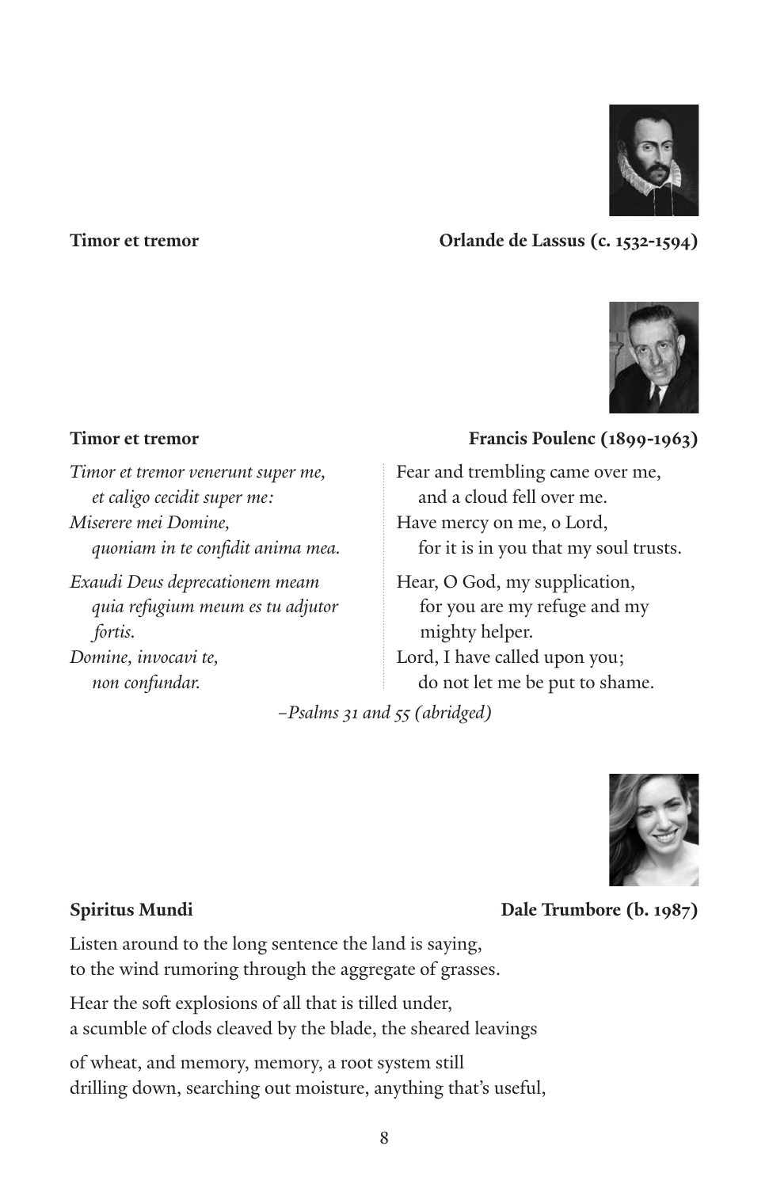**Timor et tremor** — **Orlande de Lassus (c. 1532-1594)**

**Timor et tremor** — **Francis Poulenc (1899-1963)**

*Timor et tremor venerunt super me,*
*et caligo cecidit super me:*
*Miserere mei Domine,*
*quoniam in te confidit anima mea.*

*Exaudi Deus deprecationem meam*
*quia refugium meum es tu adjutor fortis.*
*Domine, invocavi te,*
*non confundar.*

Fear and trembling came over me,
and a cloud fell over me.
Have mercy on me, o Lord,
for it is in you that my soul trusts.

Hear, O God, my supplication,
for you are my refuge and my mighty helper.
Lord, I have called upon you;
do not let me be put to shame.

*–Psalms 31 and 55 (abridged)*

**Spiritus Mundi** — **Dale Trumbore (b. 1987)**

Listen around to the long sentence the land is saying,
to the wind rumoring through the aggregate of grasses.

Hear the soft explosions of all that is tilled under,
a scumble of clods cleaved by the blade, the sheared leavings

of wheat, and memory, memory, a root system still
drilling down, searching out moisture, anything that's useful,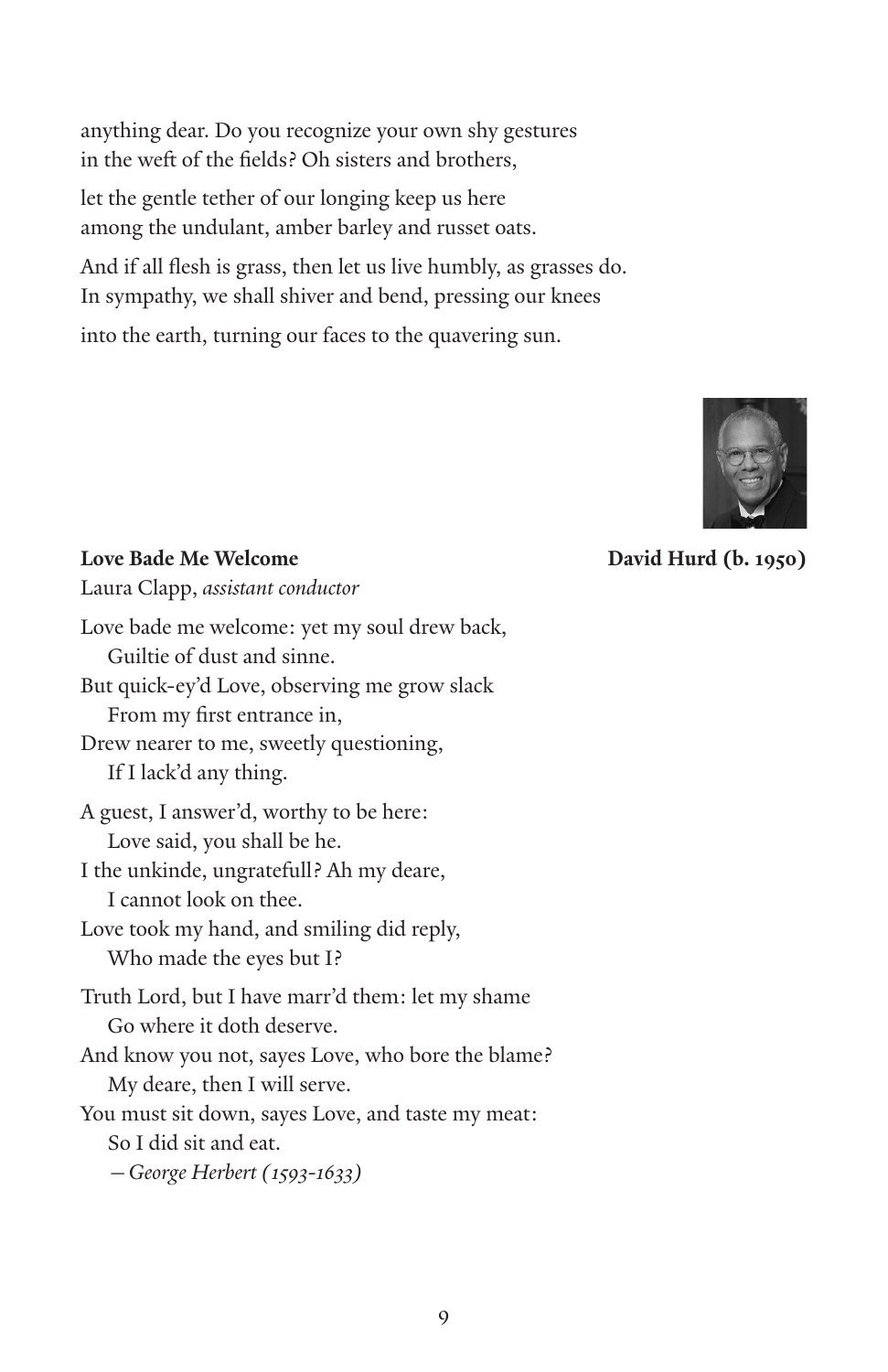anything dear. Do you recognize your own shy gestures
in the weft of the fields? Oh sisters and brothers,

let the gentle tether of our longing keep us here
among the undulant, amber barley and russet oats.

And if all flesh is grass, then let us live humbly, as grasses do.
In sympathy, we shall shiver and bend, pressing our knees

into the earth, turning our faces to the quavering sun.

**Love Bade Me Welcome** **David Hurd (b. 1950)**

Laura Clapp, *assistant conductor*

Love bade me welcome: yet my soul drew back,
&nbsp;&nbsp;&nbsp;&nbsp;Guiltie of dust and sinne.
But quick-ey'd Love, observing me grow slack
&nbsp;&nbsp;&nbsp;&nbsp;From my first entrance in,
Drew nearer to me, sweetly questioning,
&nbsp;&nbsp;&nbsp;&nbsp;If I lack'd any thing.

A guest, I answer'd, worthy to be here:
&nbsp;&nbsp;&nbsp;&nbsp;Love said, you shall be he.
I the unkinde, ungratefull? Ah my deare,
&nbsp;&nbsp;&nbsp;&nbsp;I cannot look on thee.
Love took my hand, and smiling did reply,
&nbsp;&nbsp;&nbsp;&nbsp;Who made the eyes but I?

Truth Lord, but I have marr'd them: let my shame
&nbsp;&nbsp;&nbsp;&nbsp;Go where it doth deserve.
And know you not, sayes Love, who bore the blame?
&nbsp;&nbsp;&nbsp;&nbsp;My deare, then I will serve.
You must sit down, sayes Love, and taste my meat:
&nbsp;&nbsp;&nbsp;&nbsp;So I did sit and eat.

&nbsp;&nbsp;&nbsp;&nbsp;*—George Herbert (1593-1633)*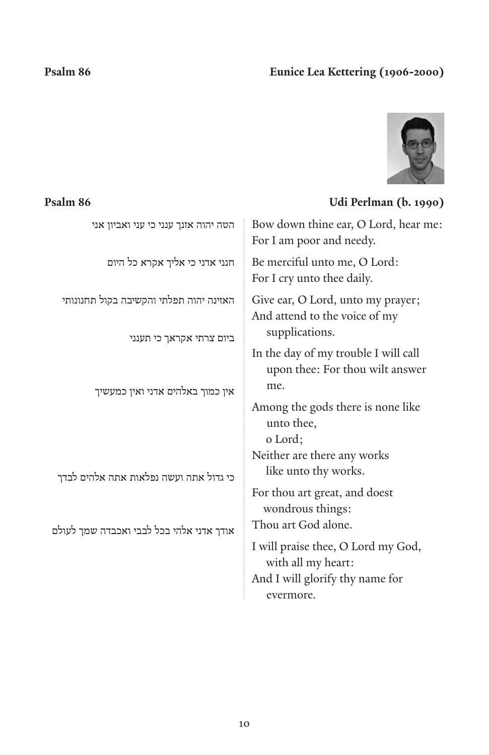**Psalm 86** **Eunice Lea Kettering (1906-2000)**

**Psalm 86** **Udi Perlman (b. 1990)**

| | |
|---|---|
| הטה יהוה אזנך ענני כי עני ואביון אני | Bow down thine ear, O Lord, hear me: For I am poor and needy. |
| חנני אדני כי אליך אקרא כל היום | Be merciful unto me, O Lord: For I cry unto thee daily. |
| האזינה יהוה תפלתי והקשיבה בקול תחנונותי | Give ear, O Lord, unto my prayer; And attend to the voice of my supplications. |
| ביום צרתי אקראך כי תענני | In the day of my trouble I will call upon thee: For thou wilt answer me. |
| אין כמוך באלהים אדני ואין כמעשיך | Among the gods there is none like unto thee, o Lord; Neither are there any works like unto thy works. |
| כי גדול אתה ועשה נפלאות אתה אלהים לבדך | For thou art great, and doest wondrous things: Thou art God alone. |
| אודך אדני אלהי בכל לבבי ואכבדה שמך לעולם | I will praise thee, O Lord my God, with all my heart: And I will glorify thy name for evermore. |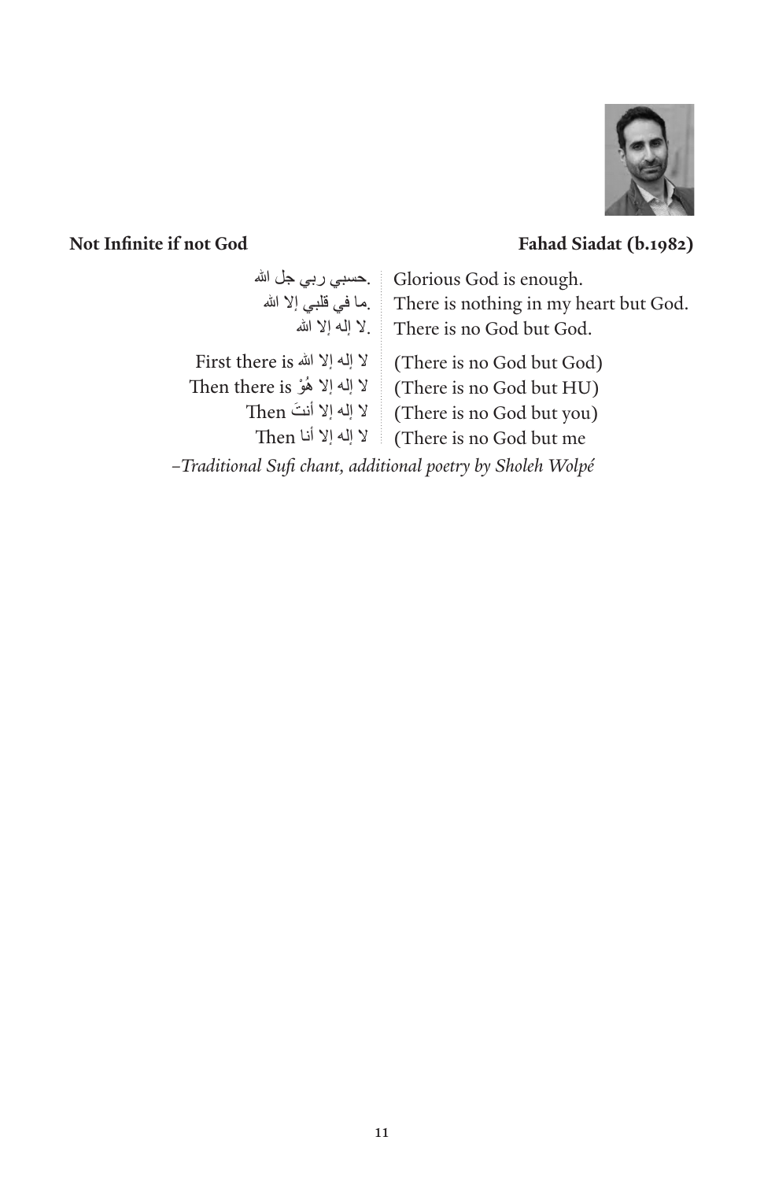**Not Infinite if not God** **Fahad Siadat (b.1982)**

| | |
|---|---|
| .حسبي ربي جل الله | Glorious God is enough. |
| .ما في قلبي إلا الله | There is nothing in my heart but God. |
| .لا إله إلا الله | There is no God but God. |
| First there is لا إله إلا الله | (There is no God but God) |
| Then there is لا إله إلا هُوْ | (There is no God but HU) |
| Then لا إله إلا أنتَ | (There is no God but you) |
| Then لا إله إلا أنا | (There is no God but me |

*–Traditional Sufi chant, additional poetry by Sholeh Wolpé*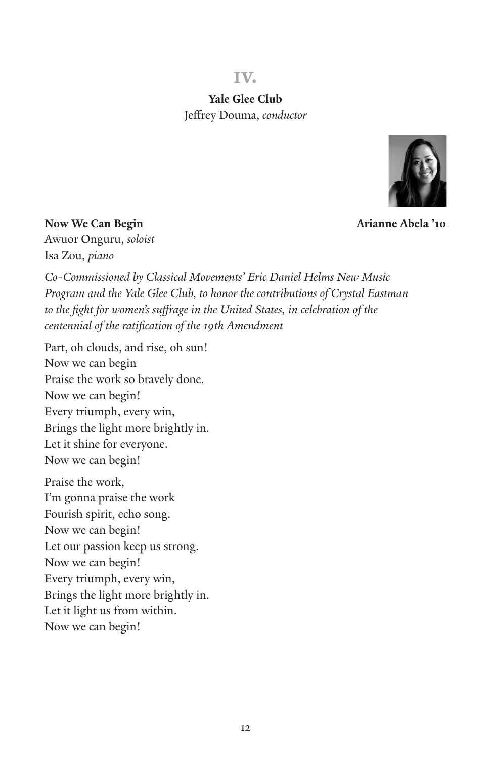## IV.

**Yale Glee Club**
Jeffrey Douma, *conductor*

**Now We Can Begin** — **Arianne Abela '10**

Awuor Onguru, *soloist*
Isa Zou, *piano*

*Co-Commissioned by Classical Movements' Eric Daniel Helms New Music Program and the Yale Glee Club, to honor the contributions of Crystal Eastman to the fight for women's suffrage in the United States, in celebration of the centennial of the ratification of the 19th Amendment*

Part, oh clouds, and rise, oh sun!
Now we can begin
Praise the work so bravely done.
Now we can begin!
Every triumph, every win,
Brings the light more brightly in.
Let it shine for everyone.
Now we can begin!

Praise the work,
I'm gonna praise the work
Fourish spirit, echo song.
Now we can begin!
Let our passion keep us strong.
Now we can begin!
Every triumph, every win,
Brings the light more brightly in.
Let it light us from within.
Now we can begin!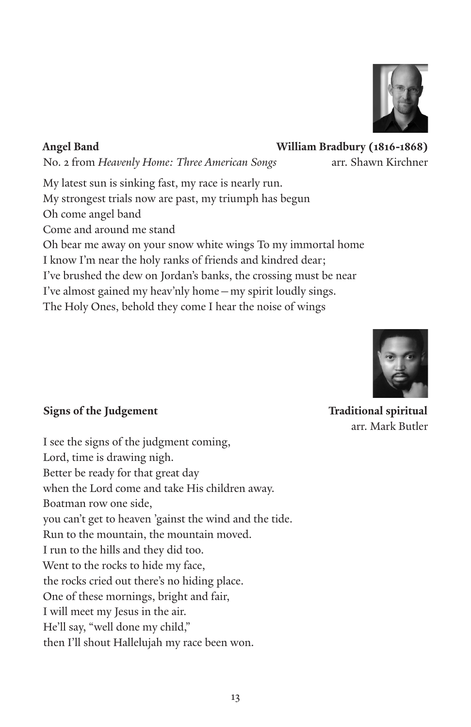**Angel Band** **William Bradbury (1816-1868)**

No. 2 from *Heavenly Home: Three American Songs* arr. Shawn Kirchner

My latest sun is sinking fast, my race is nearly run.
My strongest trials now are past, my triumph has begun
Oh come angel band
Come and around me stand
Oh bear me away on your snow white wings To my immortal home
I know I'm near the holy ranks of friends and kindred dear;
I've brushed the dew on Jordan's banks, the crossing must be near
I've almost gained my heav'nly home – my spirit loudly sings.
The Holy Ones, behold they come I hear the noise of wings

**Signs of the Judgement** **Traditional spiritual**

arr. Mark Butler

I see the signs of the judgment coming,
Lord, time is drawing nigh.
Better be ready for that great day
when the Lord come and take His children away.
Boatman row one side,
you can't get to heaven 'gainst the wind and the tide.
Run to the mountain, the mountain moved.
I run to the hills and they did too.
Went to the rocks to hide my face,
the rocks cried out there's no hiding place.
One of these mornings, bright and fair,
I will meet my Jesus in the air.
He'll say, "well done my child,"
then I'll shout Hallelujah my race been won.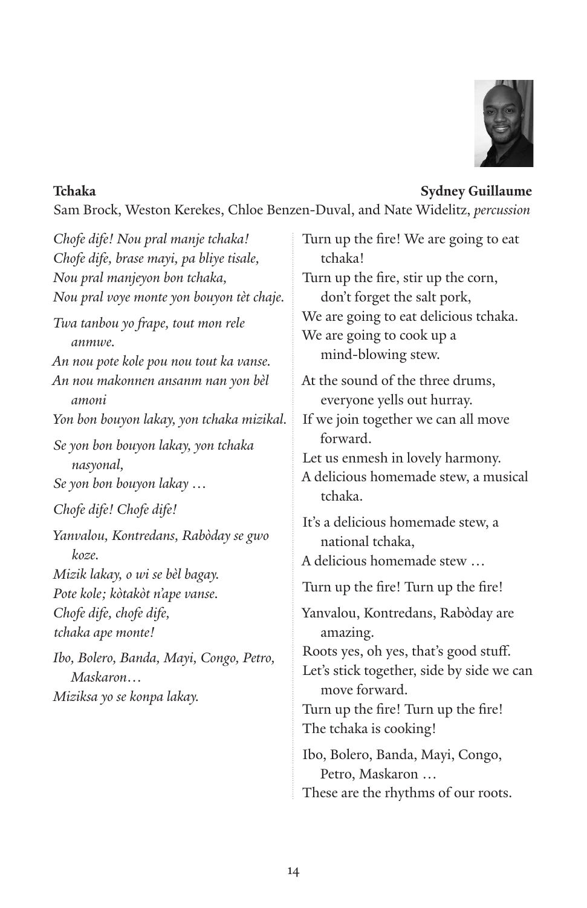**Tchaka** **Sydney Guillaume**

Sam Brock, Weston Kerekes, Chloe Benzen-Duval, and Nate Widelitz, *percussion*

*Chofe dife! Nou pral manje tchaka!*
*Chofe dife, brase mayi, pa bliye tisale,*
*Nou pral manjeyon bon tchaka,*
*Nou pral voye monte yon bouyon tèt chaje.*

*Twa tanbou yo frape, tout mon rele anmwe.*
*An nou pote kole pou nou tout ka vanse.*
*An nou makonnen ansanm nan yon bèl amoni*
*Yon bon bouyon lakay, yon tchaka mizikal.*

*Se yon bon bouyon lakay, yon tchaka nasyonal,*
*Se yon bon bouyon lakay …*

*Chofe dife! Chofe dife!*

*Yanvalou, Kontredans, Rabòday se gwo koze.*
*Mizik lakay, o wi se bèl bagay.*
*Pote kole; kòtakòt n'ape vanse.*
*Chofe dife, chofe dife,*
*tchaka ape monte!*

*Ibo, Bolero, Banda, Mayi, Congo, Petro, Maskaron…*
*Miziksa yo se konpa lakay.*

Turn up the fire! We are going to eat tchaka!
Turn up the fire, stir up the corn, don't forget the salt pork,
We are going to eat delicious tchaka.
We are going to cook up a mind-blowing stew.

At the sound of the three drums, everyone yells out hurray.
If we join together we can all move forward.
Let us enmesh in lovely harmony.
A delicious homemade stew, a musical tchaka.

It's a delicious homemade stew, a national tchaka,
A delicious homemade stew …

Turn up the fire! Turn up the fire!

Yanvalou, Kontredans, Rabòday are amazing.
Roots yes, oh yes, that's good stuff.
Let's stick together, side by side we can move forward.
Turn up the fire! Turn up the fire!
The tchaka is cooking!

Ibo, Bolero, Banda, Mayi, Congo, Petro, Maskaron …
These are the rhythms of our roots.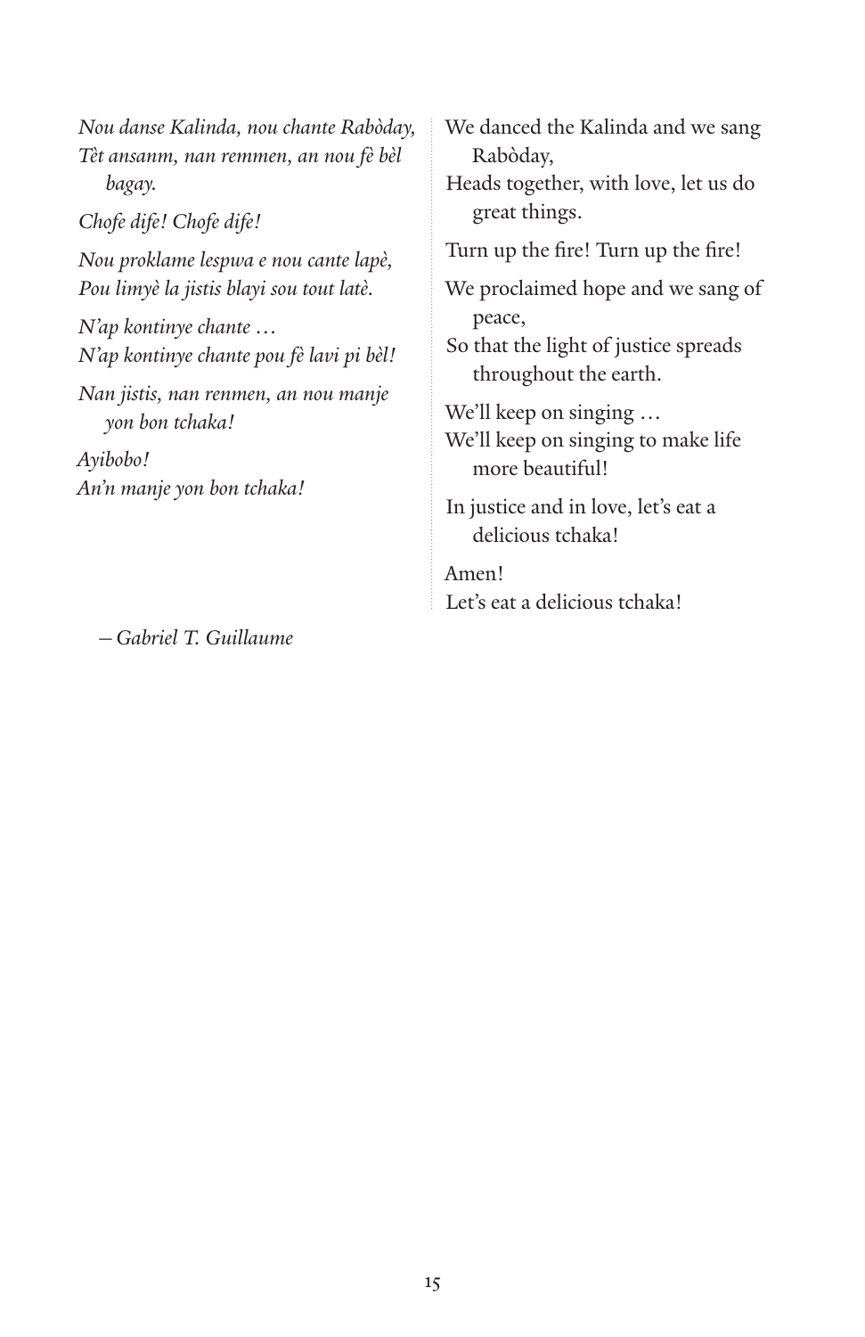*Nou danse Kalinda, nou chante Rabòday,*
*Tèt ansanm, nan remmen, an nou fè bèl bagay.*

*Chofe dife! Chofe dife!*

*Nou proklame lespwa e nou cante lapè,*
*Pou limyè la jistis blayi sou tout latè.*

*N'ap kontinye chante …*
*N'ap kontinye chante pou fè lavi pi bèl!*

*Nan jistis, nan renmen, an nou manje yon bon tchaka!*

*Ayibobo!*
*An'n manje yon bon tchaka!*

—*Gabriel T. Guillaume*

We danced the Kalinda and we sang Rabòday,
Heads together, with love, let us do great things.

Turn up the fire! Turn up the fire!

We proclaimed hope and we sang of peace,
So that the light of justice spreads throughout the earth.

We'll keep on singing …
We'll keep on singing to make life more beautiful!

In justice and in love, let's eat a delicious tchaka!

Amen!
Let's eat a delicious tchaka!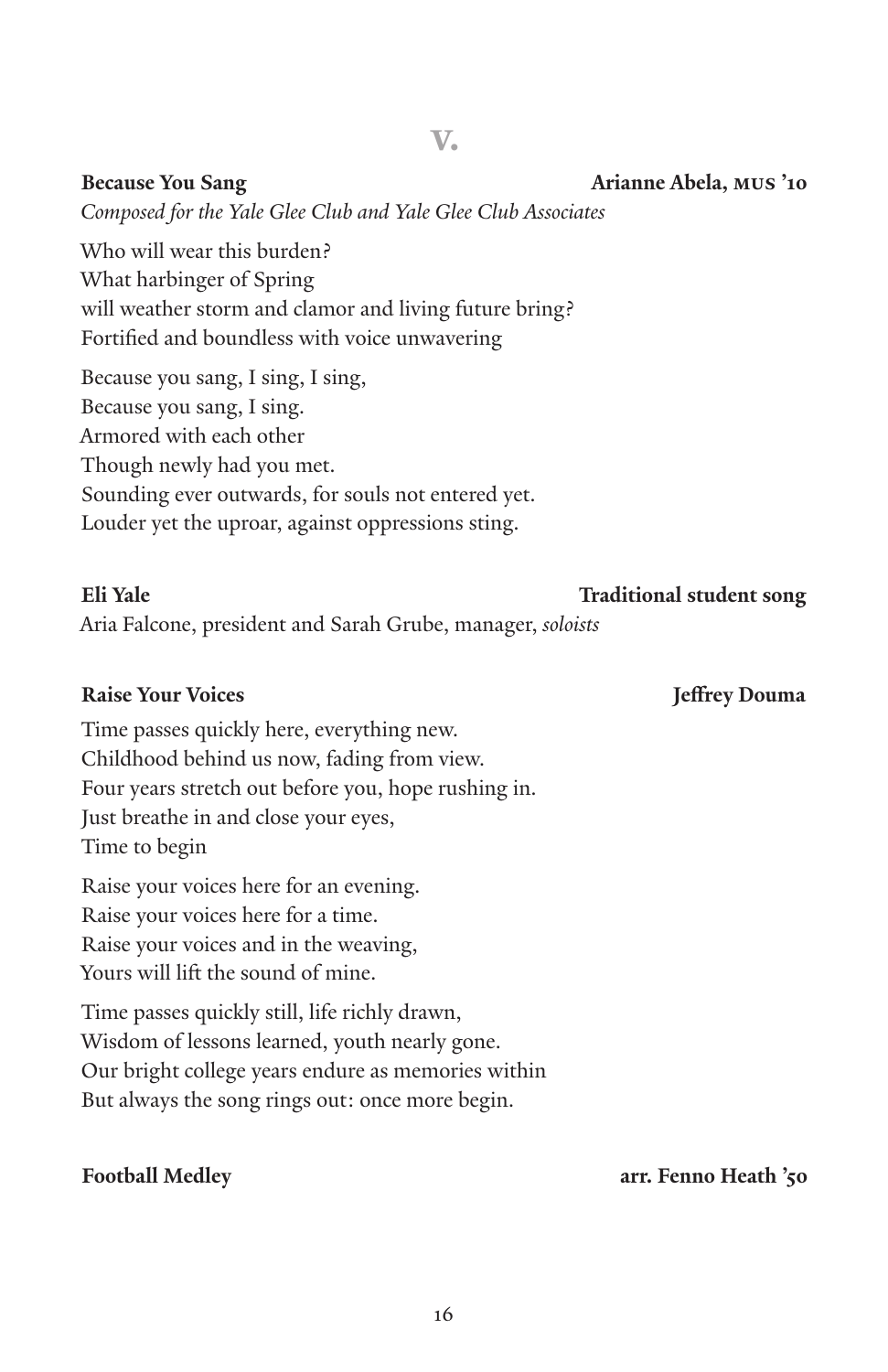## V.

**Because You Sang** — **Arianne Abela, MUS '10**

*Composed for the Yale Glee Club and Yale Glee Club Associates*

Who will wear this burden?
What harbinger of Spring
will weather storm and clamor and living future bring?
Fortified and boundless with voice unwavering

Because you sang, I sing, I sing,
Because you sang, I sing.
Armored with each other
Though newly had you met.
Sounding ever outwards, for souls not entered yet.
Louder yet the uproar, against oppressions sting.

**Eli Yale** — **Traditional student song**

Aria Falcone, president and Sarah Grube, manager, *soloists*

**Raise Your Voices** — **Jeffrey Douma**

Time passes quickly here, everything new.
Childhood behind us now, fading from view.
Four years stretch out before you, hope rushing in.
Just breathe in and close your eyes,
Time to begin

Raise your voices here for an evening.
Raise your voices here for a time.
Raise your voices and in the weaving,
Yours will lift the sound of mine.

Time passes quickly still, life richly drawn,
Wisdom of lessons learned, youth nearly gone.
Our bright college years endure as memories within
But always the song rings out: once more begin.

**Football Medley** — **arr. Fenno Heath '50**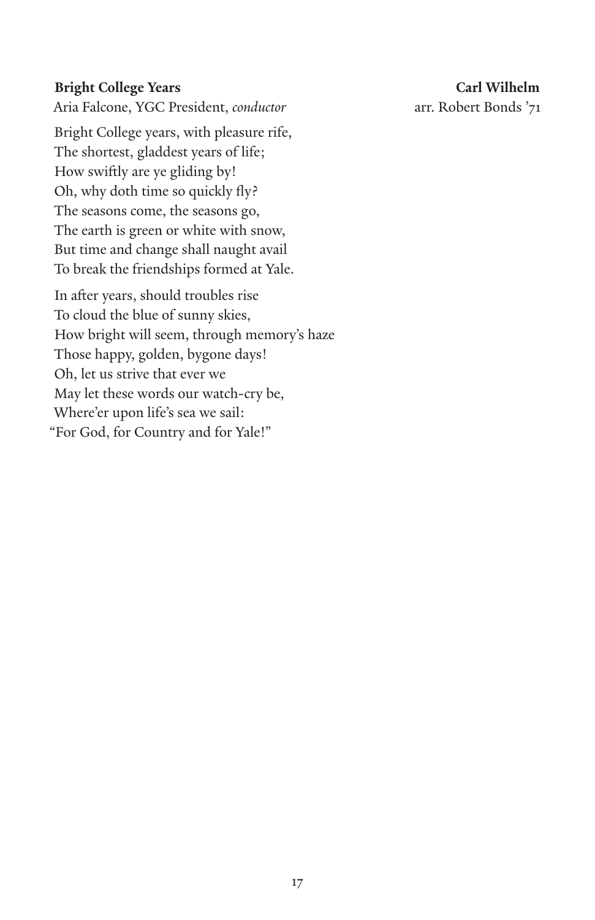**Bright College Years** | **Carl Wilhelm**

Aria Falcone, YGC President, *conductor* | arr. Robert Bonds '71

Bright College years, with pleasure rife,
The shortest, gladdest years of life;
How swiftly are ye gliding by!
Oh, why doth time so quickly fly?
The seasons come, the seasons go,
The earth is green or white with snow,
But time and change shall naught avail
To break the friendships formed at Yale.

In after years, should troubles rise
To cloud the blue of sunny skies,
How bright will seem, through memory's haze
Those happy, golden, bygone days!
Oh, let us strive that ever we
May let these words our watch-cry be,
Where'er upon life's sea we sail:
"For God, for Country and for Yale!"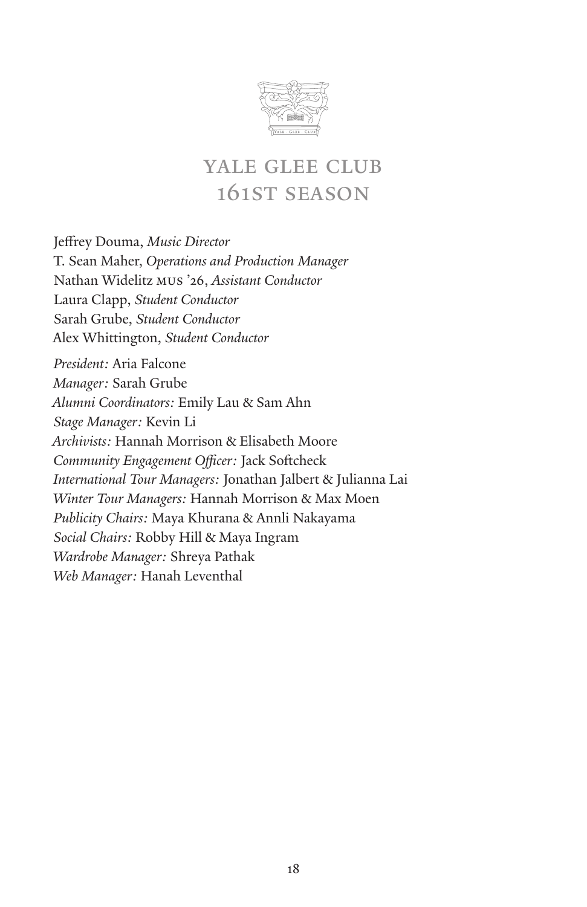# YALE GLEE CLUB
## 161ST SEASON

Jeffrey Douma, *Music Director*
T. Sean Maher, *Operations and Production Manager*
Nathan Widelitz MUS '26, *Assistant Conductor*
Laura Clapp, *Student Conductor*
Sarah Grube, *Student Conductor*
Alex Whittington, *Student Conductor*

*President:* Aria Falcone
*Manager:* Sarah Grube
*Alumni Coordinators:* Emily Lau & Sam Ahn
*Stage Manager:* Kevin Li
*Archivists:* Hannah Morrison & Elisabeth Moore
*Community Engagement Officer:* Jack Softcheck
*International Tour Managers:* Jonathan Jalbert & Julianna Lai
*Winter Tour Managers:* Hannah Morrison & Max Moen
*Publicity Chairs:* Maya Khurana & Annli Nakayama
*Social Chairs:* Robby Hill & Maya Ingram
*Wardrobe Manager:* Shreya Pathak
*Web Manager:* Hanah Leventhal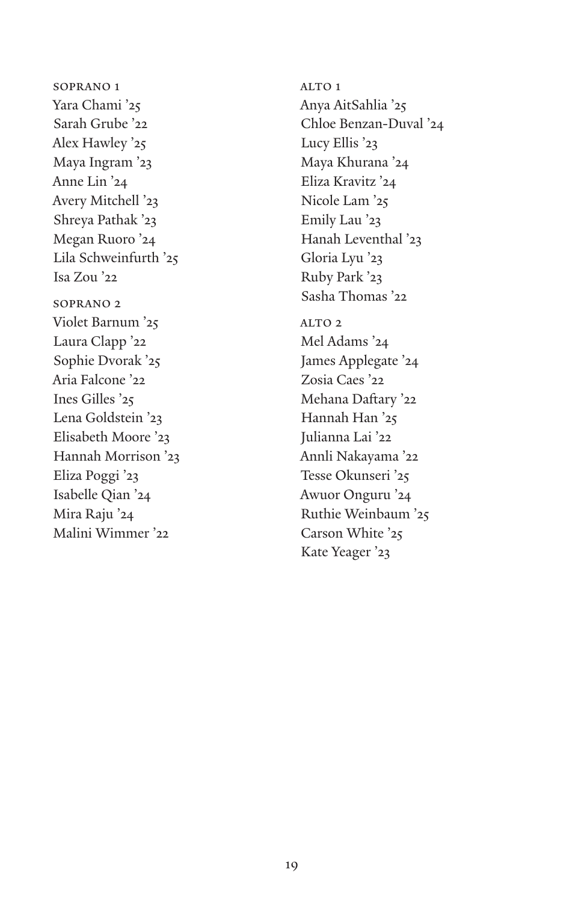SOPRANO 1

Yara Chami ’25
Sarah Grube ’22
Alex Hawley ’25
Maya Ingram ’23
Anne Lin ’24
Avery Mitchell ’23
Shreya Pathak ’23
Megan Ruoro ’24
Lila Schweinfurth ’25
Isa Zou ’22

SOPRANO 2

Violet Barnum ’25
Laura Clapp ’22
Sophie Dvorak ’25
Aria Falcone ’22
Ines Gilles ’25
Lena Goldstein ’23
Elisabeth Moore ’23
Hannah Morrison ’23
Eliza Poggi ’23
Isabelle Qian ’24
Mira Raju ’24
Malini Wimmer ’22

ALTO 1

Anya AitSahlia ’25
Chloe Benzan-Duval ’24
Lucy Ellis ’23
Maya Khurana ’24
Eliza Kravitz ’24
Nicole Lam ’25
Emily Lau ’23
Hanah Leventhal ’23
Gloria Lyu ’23
Ruby Park ’23
Sasha Thomas ’22

ALTO 2

Mel Adams ’24
James Applegate ’24
Zosia Caes ’22
Mehana Daftary ’22
Hannah Han ’25
Julianna Lai ’22
Annli Nakayama ’22
Tesse Okunseri ’25
Awuor Onguru ’24
Ruthie Weinbaum ’25
Carson White ’25
Kate Yeager ’23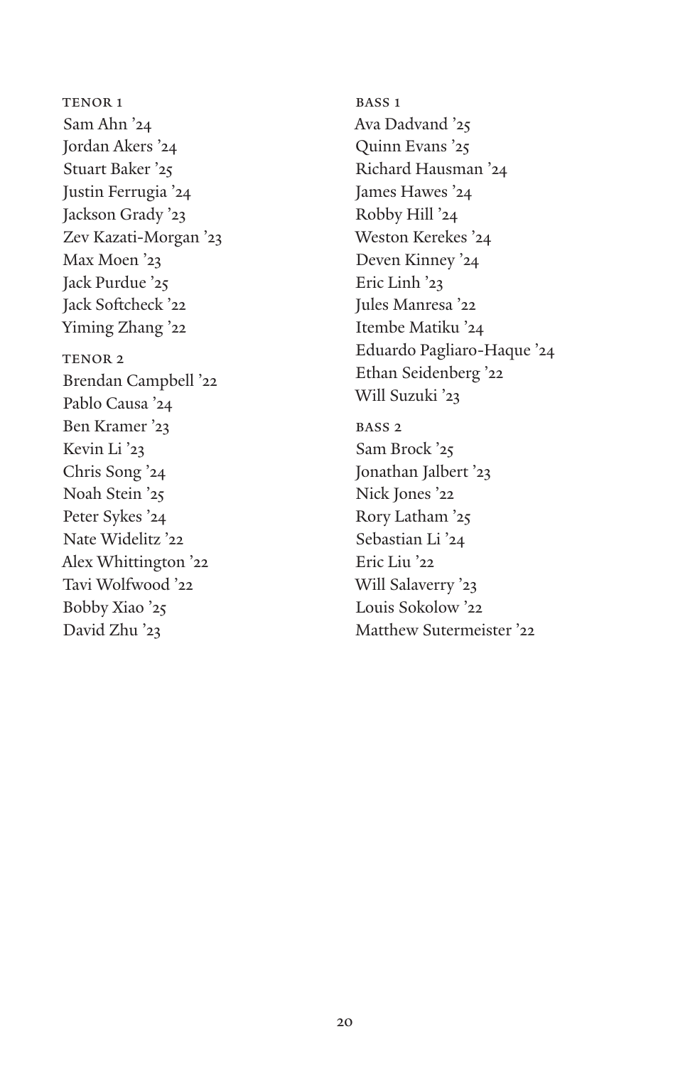TENOR 1

Sam Ahn ’24
Jordan Akers ’24
Stuart Baker ’25
Justin Ferrugia ’24
Jackson Grady ’23
Zev Kazati-Morgan ’23
Max Moen ’23
Jack Purdue ’25
Jack Softcheck ’22
Yiming Zhang ’22

TENOR 2

Brendan Campbell ’22
Pablo Causa ’24
Ben Kramer ’23
Kevin Li ’23
Chris Song ’24
Noah Stein ’25
Peter Sykes ’24
Nate Widelitz ’22
Alex Whittington ’22
Tavi Wolfwood ’22
Bobby Xiao ’25
David Zhu ’23

BASS 1

Ava Dadvand ’25
Quinn Evans ’25
Richard Hausman ’24
James Hawes ’24
Robby Hill ’24
Weston Kerekes ’24
Deven Kinney ’24
Eric Linh ’23
Jules Manresa ’22
Itembe Matiku ’24
Eduardo Pagliaro-Haque ’24
Ethan Seidenberg ’22
Will Suzuki ’23

BASS 2

Sam Brock ’25
Jonathan Jalbert ’23
Nick Jones ’22
Rory Latham ’25
Sebastian Li ’24
Eric Liu ’22
Will Salaverry ’23
Louis Sokolow ’22
Matthew Sutermeister ’22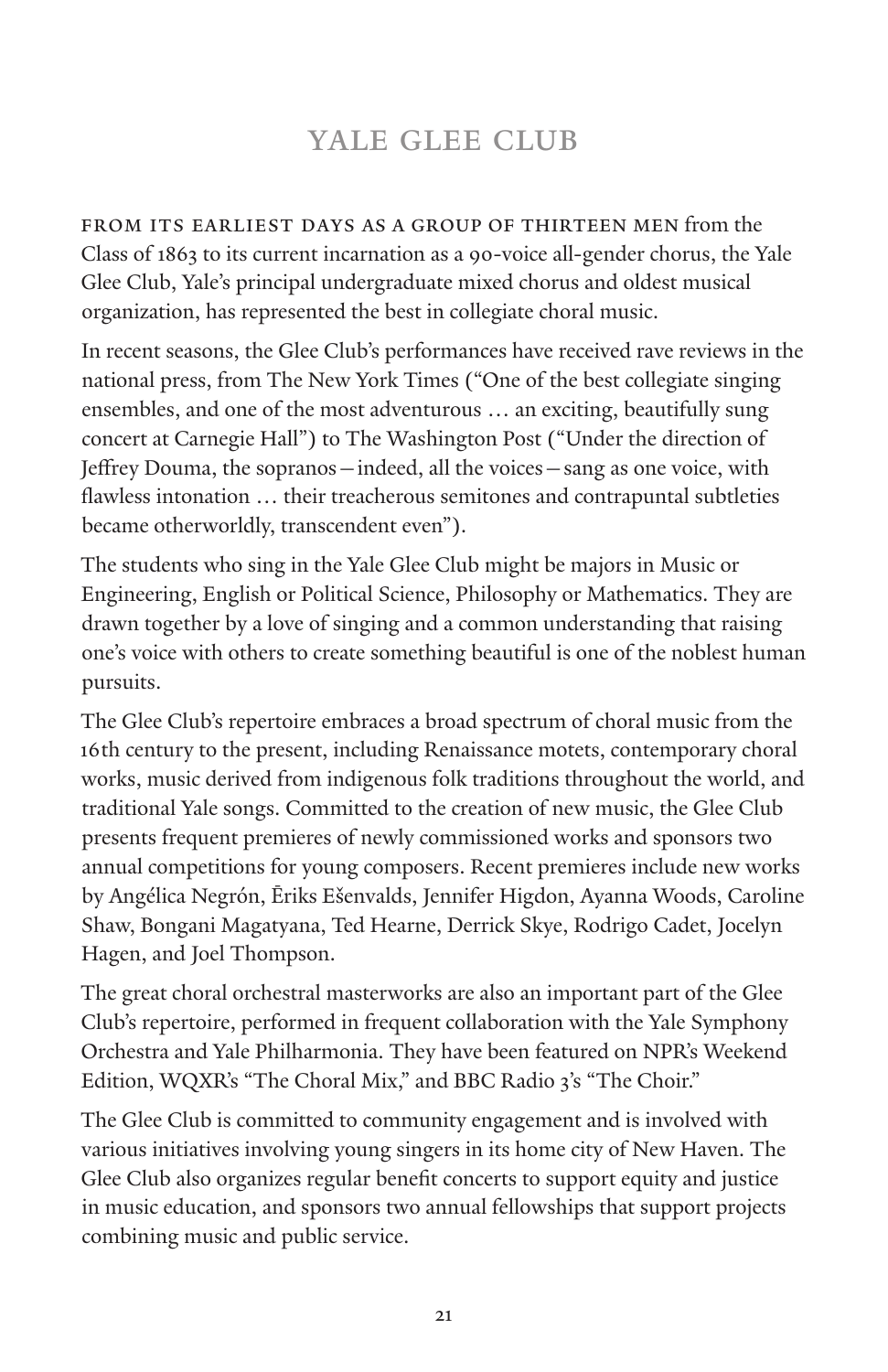# YALE GLEE CLUB

FROM ITS EARLIEST DAYS AS A GROUP OF THIRTEEN MEN from the Class of 1863 to its current incarnation as a 90-voice all-gender chorus, the Yale Glee Club, Yale's principal undergraduate mixed chorus and oldest musical organization, has represented the best in collegiate choral music.

In recent seasons, the Glee Club's performances have received rave reviews in the national press, from The New York Times ("One of the best collegiate singing ensembles, and one of the most adventurous … an exciting, beautifully sung concert at Carnegie Hall") to The Washington Post ("Under the direction of Jeffrey Douma, the sopranos – indeed, all the voices – sang as one voice, with flawless intonation … their treacherous semitones and contrapuntal subtleties became otherworldly, transcendent even").

The students who sing in the Yale Glee Club might be majors in Music or Engineering, English or Political Science, Philosophy or Mathematics. They are drawn together by a love of singing and a common understanding that raising one's voice with others to create something beautiful is one of the noblest human pursuits.

The Glee Club's repertoire embraces a broad spectrum of choral music from the 16th century to the present, including Renaissance motets, contemporary choral works, music derived from indigenous folk traditions throughout the world, and traditional Yale songs. Committed to the creation of new music, the Glee Club presents frequent premieres of newly commissioned works and sponsors two annual competitions for young composers. Recent premieres include new works by Angélica Negrón, Ēriks Ešenvalds, Jennifer Higdon, Ayanna Woods, Caroline Shaw, Bongani Magatyana, Ted Hearne, Derrick Skye, Rodrigo Cadet, Jocelyn Hagen, and Joel Thompson.

The great choral orchestral masterworks are also an important part of the Glee Club's repertoire, performed in frequent collaboration with the Yale Symphony Orchestra and Yale Philharmonia. They have been featured on NPR's Weekend Edition, WQXR's "The Choral Mix," and BBC Radio 3's "The Choir."

The Glee Club is committed to community engagement and is involved with various initiatives involving young singers in its home city of New Haven. The Glee Club also organizes regular benefit concerts to support equity and justice in music education, and sponsors two annual fellowships that support projects combining music and public service.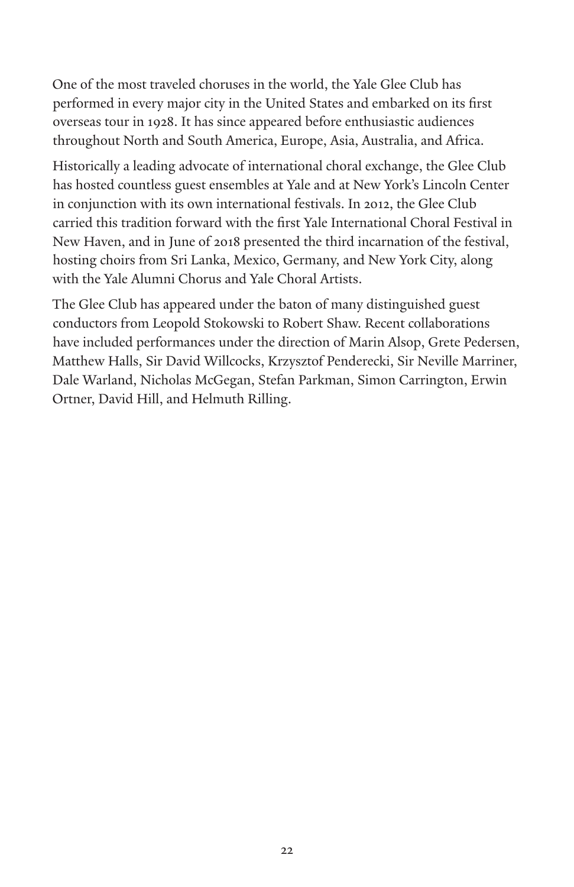One of the most traveled choruses in the world, the Yale Glee Club has performed in every major city in the United States and embarked on its first overseas tour in 1928. It has since appeared before enthusiastic audiences throughout North and South America, Europe, Asia, Australia, and Africa.

Historically a leading advocate of international choral exchange, the Glee Club has hosted countless guest ensembles at Yale and at New York's Lincoln Center in conjunction with its own international festivals. In 2012, the Glee Club carried this tradition forward with the first Yale International Choral Festival in New Haven, and in June of 2018 presented the third incarnation of the festival, hosting choirs from Sri Lanka, Mexico, Germany, and New York City, along with the Yale Alumni Chorus and Yale Choral Artists.

The Glee Club has appeared under the baton of many distinguished guest conductors from Leopold Stokowski to Robert Shaw. Recent collaborations have included performances under the direction of Marin Alsop, Grete Pedersen, Matthew Halls, Sir David Willcocks, Krzysztof Penderecki, Sir Neville Marriner, Dale Warland, Nicholas McGegan, Stefan Parkman, Simon Carrington, Erwin Ortner, David Hill, and Helmuth Rilling.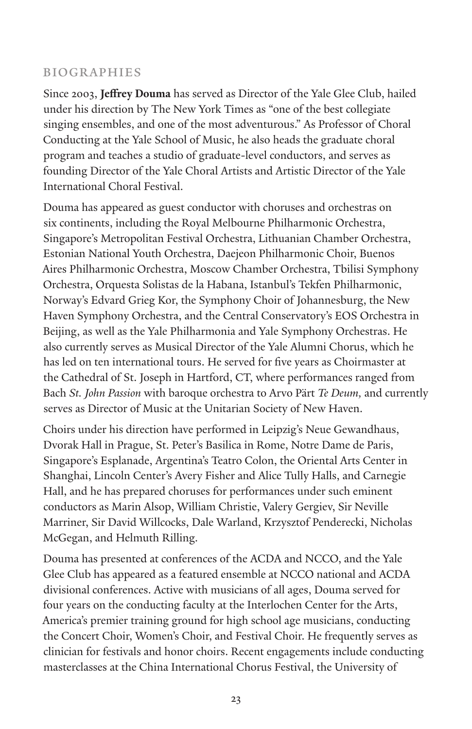## BIOGRAPHIES

Since 2003, **Jeffrey Douma** has served as Director of the Yale Glee Club, hailed under his direction by The New York Times as "one of the best collegiate singing ensembles, and one of the most adventurous." As Professor of Choral Conducting at the Yale School of Music, he also heads the graduate choral program and teaches a studio of graduate-level conductors, and serves as founding Director of the Yale Choral Artists and Artistic Director of the Yale International Choral Festival.

Douma has appeared as guest conductor with choruses and orchestras on six continents, including the Royal Melbourne Philharmonic Orchestra, Singapore's Metropolitan Festival Orchestra, Lithuanian Chamber Orchestra, Estonian National Youth Orchestra, Daejeon Philharmonic Choir, Buenos Aires Philharmonic Orchestra, Moscow Chamber Orchestra, Tbilisi Symphony Orchestra, Orquesta Solistas de la Habana, Istanbul's Tekfen Philharmonic, Norway's Edvard Grieg Kor, the Symphony Choir of Johannesburg, the New Haven Symphony Orchestra, and the Central Conservatory's EOS Orchestra in Beijing, as well as the Yale Philharmonia and Yale Symphony Orchestras. He also currently serves as Musical Director of the Yale Alumni Chorus, which he has led on ten international tours. He served for five years as Choirmaster at the Cathedral of St. Joseph in Hartford, CT, where performances ranged from Bach *St. John Passion* with baroque orchestra to Arvo Pärt *Te Deum,* and currently serves as Director of Music at the Unitarian Society of New Haven.

Choirs under his direction have performed in Leipzig's Neue Gewandhaus, Dvorak Hall in Prague, St. Peter's Basilica in Rome, Notre Dame de Paris, Singapore's Esplanade, Argentina's Teatro Colon, the Oriental Arts Center in Shanghai, Lincoln Center's Avery Fisher and Alice Tully Halls, and Carnegie Hall, and he has prepared choruses for performances under such eminent conductors as Marin Alsop, William Christie, Valery Gergiev, Sir Neville Marriner, Sir David Willcocks, Dale Warland, Krzysztof Penderecki, Nicholas McGegan, and Helmuth Rilling.

Douma has presented at conferences of the ACDA and NCCO, and the Yale Glee Club has appeared as a featured ensemble at NCCO national and ACDA divisional conferences. Active with musicians of all ages, Douma served for four years on the conducting faculty at the Interlochen Center for the Arts, America's premier training ground for high school age musicians, conducting the Concert Choir, Women's Choir, and Festival Choir. He frequently serves as clinician for festivals and honor choirs. Recent engagements include conducting masterclasses at the China International Chorus Festival, the University of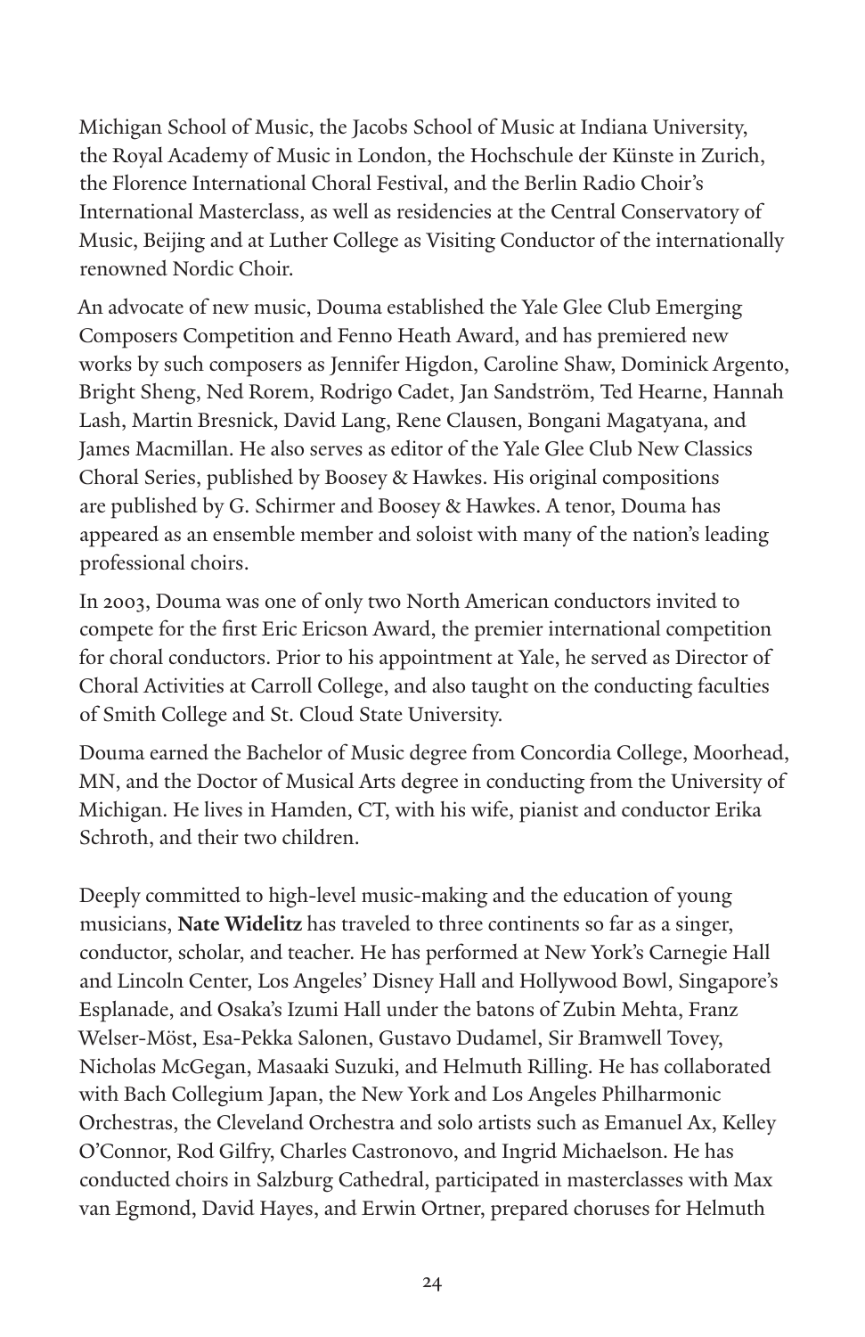Michigan School of Music, the Jacobs School of Music at Indiana University, the Royal Academy of Music in London, the Hochschule der Künste in Zurich, the Florence International Choral Festival, and the Berlin Radio Choir's International Masterclass, as well as residencies at the Central Conservatory of Music, Beijing and at Luther College as Visiting Conductor of the internationally renowned Nordic Choir.

An advocate of new music, Douma established the Yale Glee Club Emerging Composers Competition and Fenno Heath Award, and has premiered new works by such composers as Jennifer Higdon, Caroline Shaw, Dominick Argento, Bright Sheng, Ned Rorem, Rodrigo Cadet, Jan Sandström, Ted Hearne, Hannah Lash, Martin Bresnick, David Lang, Rene Clausen, Bongani Magatyana, and James Macmillan. He also serves as editor of the Yale Glee Club New Classics Choral Series, published by Boosey & Hawkes. His original compositions are published by G. Schirmer and Boosey & Hawkes. A tenor, Douma has appeared as an ensemble member and soloist with many of the nation's leading professional choirs.

In 2003, Douma was one of only two North American conductors invited to compete for the first Eric Ericson Award, the premier international competition for choral conductors. Prior to his appointment at Yale, he served as Director of Choral Activities at Carroll College, and also taught on the conducting faculties of Smith College and St. Cloud State University.

Douma earned the Bachelor of Music degree from Concordia College, Moorhead, MN, and the Doctor of Musical Arts degree in conducting from the University of Michigan. He lives in Hamden, CT, with his wife, pianist and conductor Erika Schroth, and their two children.

Deeply committed to high-level music-making and the education of young musicians, **Nate Widelitz** has traveled to three continents so far as a singer, conductor, scholar, and teacher. He has performed at New York's Carnegie Hall and Lincoln Center, Los Angeles' Disney Hall and Hollywood Bowl, Singapore's Esplanade, and Osaka's Izumi Hall under the batons of Zubin Mehta, Franz Welser-Möst, Esa-Pekka Salonen, Gustavo Dudamel, Sir Bramwell Tovey, Nicholas McGegan, Masaaki Suzuki, and Helmuth Rilling. He has collaborated with Bach Collegium Japan, the New York and Los Angeles Philharmonic Orchestras, the Cleveland Orchestra and solo artists such as Emanuel Ax, Kelley O'Connor, Rod Gilfry, Charles Castronovo, and Ingrid Michaelson. He has conducted choirs in Salzburg Cathedral, participated in masterclasses with Max van Egmond, David Hayes, and Erwin Ortner, prepared choruses for Helmuth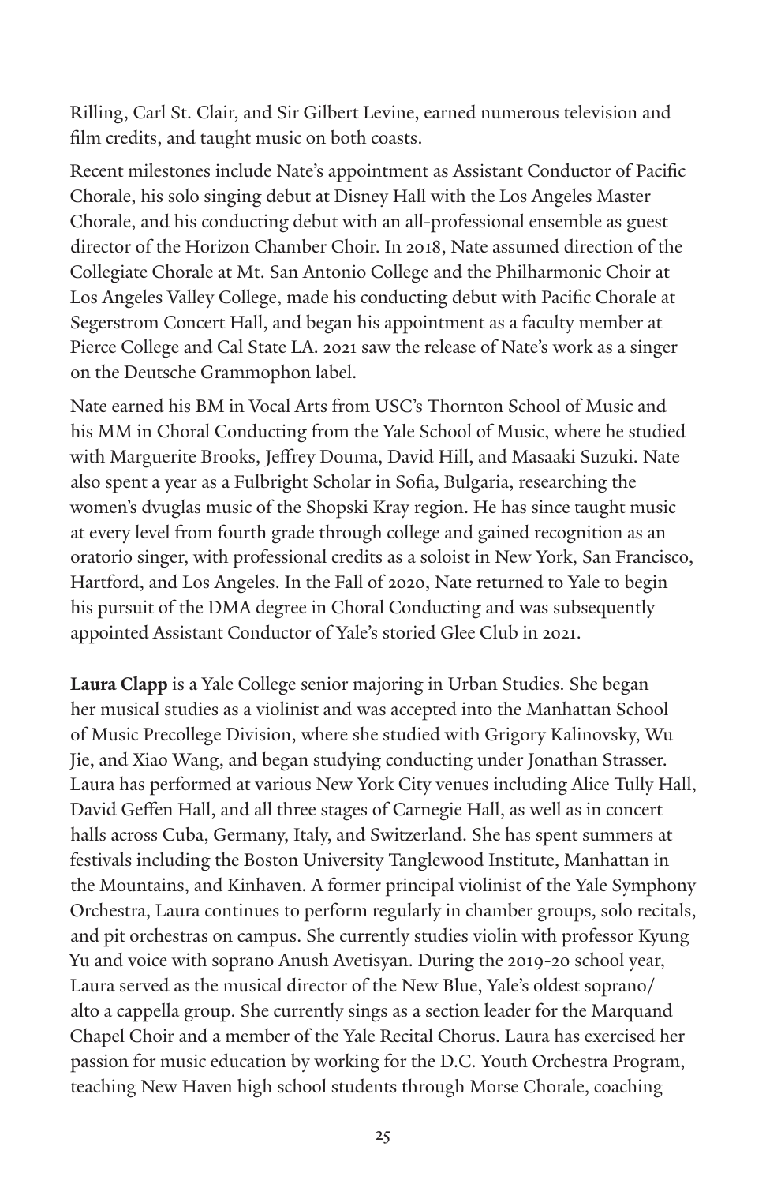Rilling, Carl St. Clair, and Sir Gilbert Levine, earned numerous television and film credits, and taught music on both coasts.

Recent milestones include Nate's appointment as Assistant Conductor of Pacific Chorale, his solo singing debut at Disney Hall with the Los Angeles Master Chorale, and his conducting debut with an all-professional ensemble as guest director of the Horizon Chamber Choir. In 2018, Nate assumed direction of the Collegiate Chorale at Mt. San Antonio College and the Philharmonic Choir at Los Angeles Valley College, made his conducting debut with Pacific Chorale at Segerstrom Concert Hall, and began his appointment as a faculty member at Pierce College and Cal State LA. 2021 saw the release of Nate's work as a singer on the Deutsche Grammophon label.

Nate earned his BM in Vocal Arts from USC's Thornton School of Music and his MM in Choral Conducting from the Yale School of Music, where he studied with Marguerite Brooks, Jeffrey Douma, David Hill, and Masaaki Suzuki. Nate also spent a year as a Fulbright Scholar in Sofia, Bulgaria, researching the women's dvuglas music of the Shopski Kray region. He has since taught music at every level from fourth grade through college and gained recognition as an oratorio singer, with professional credits as a soloist in New York, San Francisco, Hartford, and Los Angeles. In the Fall of 2020, Nate returned to Yale to begin his pursuit of the DMA degree in Choral Conducting and was subsequently appointed Assistant Conductor of Yale's storied Glee Club in 2021.

**Laura Clapp** is a Yale College senior majoring in Urban Studies. She began her musical studies as a violinist and was accepted into the Manhattan School of Music Precollege Division, where she studied with Grigory Kalinovsky, Wu Jie, and Xiao Wang, and began studying conducting under Jonathan Strasser. Laura has performed at various New York City venues including Alice Tully Hall, David Geffen Hall, and all three stages of Carnegie Hall, as well as in concert halls across Cuba, Germany, Italy, and Switzerland. She has spent summers at festivals including the Boston University Tanglewood Institute, Manhattan in the Mountains, and Kinhaven. A former principal violinist of the Yale Symphony Orchestra, Laura continues to perform regularly in chamber groups, solo recitals, and pit orchestras on campus. She currently studies violin with professor Kyung Yu and voice with soprano Anush Avetisyan. During the 2019-20 school year, Laura served as the musical director of the New Blue, Yale's oldest soprano/alto a cappella group. She currently sings as a section leader for the Marquand Chapel Choir and a member of the Yale Recital Chorus. Laura has exercised her passion for music education by working for the D.C. Youth Orchestra Program, teaching New Haven high school students through Morse Chorale, coaching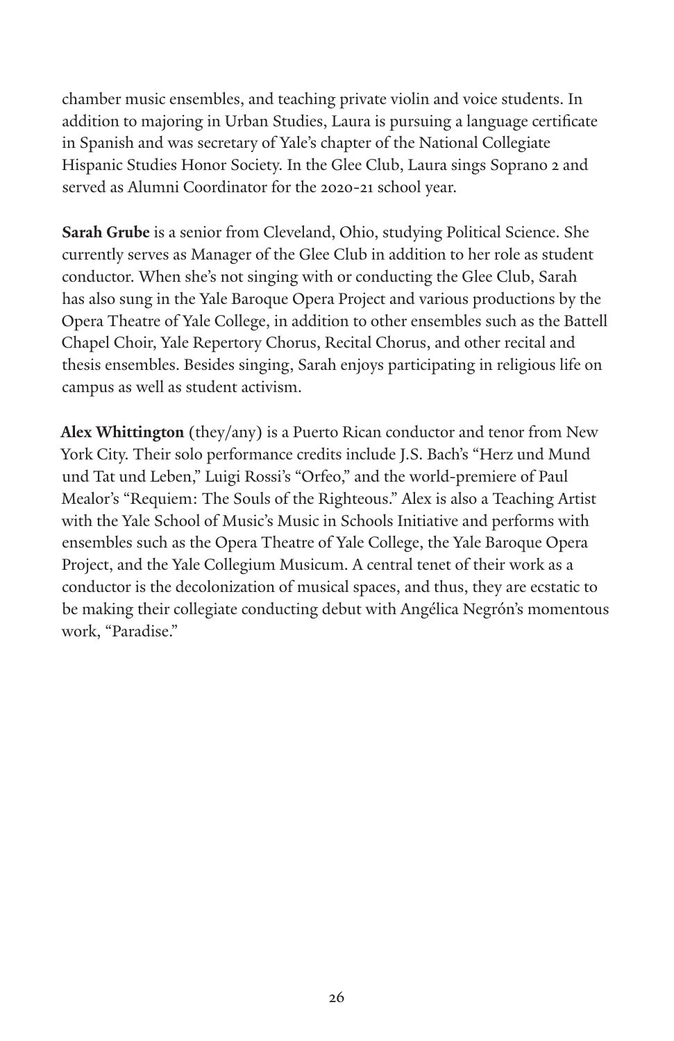chamber music ensembles, and teaching private violin and voice students. In addition to majoring in Urban Studies, Laura is pursuing a language certificate in Spanish and was secretary of Yale's chapter of the National Collegiate Hispanic Studies Honor Society. In the Glee Club, Laura sings Soprano 2 and served as Alumni Coordinator for the 2020-21 school year.

**Sarah Grube** is a senior from Cleveland, Ohio, studying Political Science. She currently serves as Manager of the Glee Club in addition to her role as student conductor. When she's not singing with or conducting the Glee Club, Sarah has also sung in the Yale Baroque Opera Project and various productions by the Opera Theatre of Yale College, in addition to other ensembles such as the Battell Chapel Choir, Yale Repertory Chorus, Recital Chorus, and other recital and thesis ensembles. Besides singing, Sarah enjoys participating in religious life on campus as well as student activism.

**Alex Whittington** (they/any) is a Puerto Rican conductor and tenor from New York City. Their solo performance credits include J.S. Bach's "Herz und Mund und Tat und Leben," Luigi Rossi's "Orfeo," and the world-premiere of Paul Mealor's "Requiem: The Souls of the Righteous." Alex is also a Teaching Artist with the Yale School of Music's Music in Schools Initiative and performs with ensembles such as the Opera Theatre of Yale College, the Yale Baroque Opera Project, and the Yale Collegium Musicum. A central tenet of their work as a conductor is the decolonization of musical spaces, and thus, they are ecstatic to be making their collegiate conducting debut with Angélica Negrón's momentous work, "Paradise."